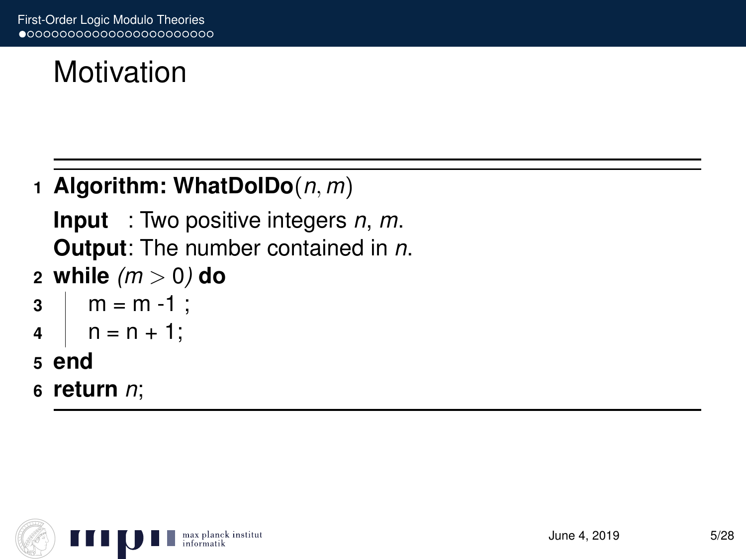# Motivation

```
1 Algorithm: WhatDoIDo(n, m)
  Input   : Two positive integers n, m.
  Output: The number contained in n.
2 while (m > 0) do
3     m = m -1 ;
4     n = n + 1;
5 end
6 return n;
```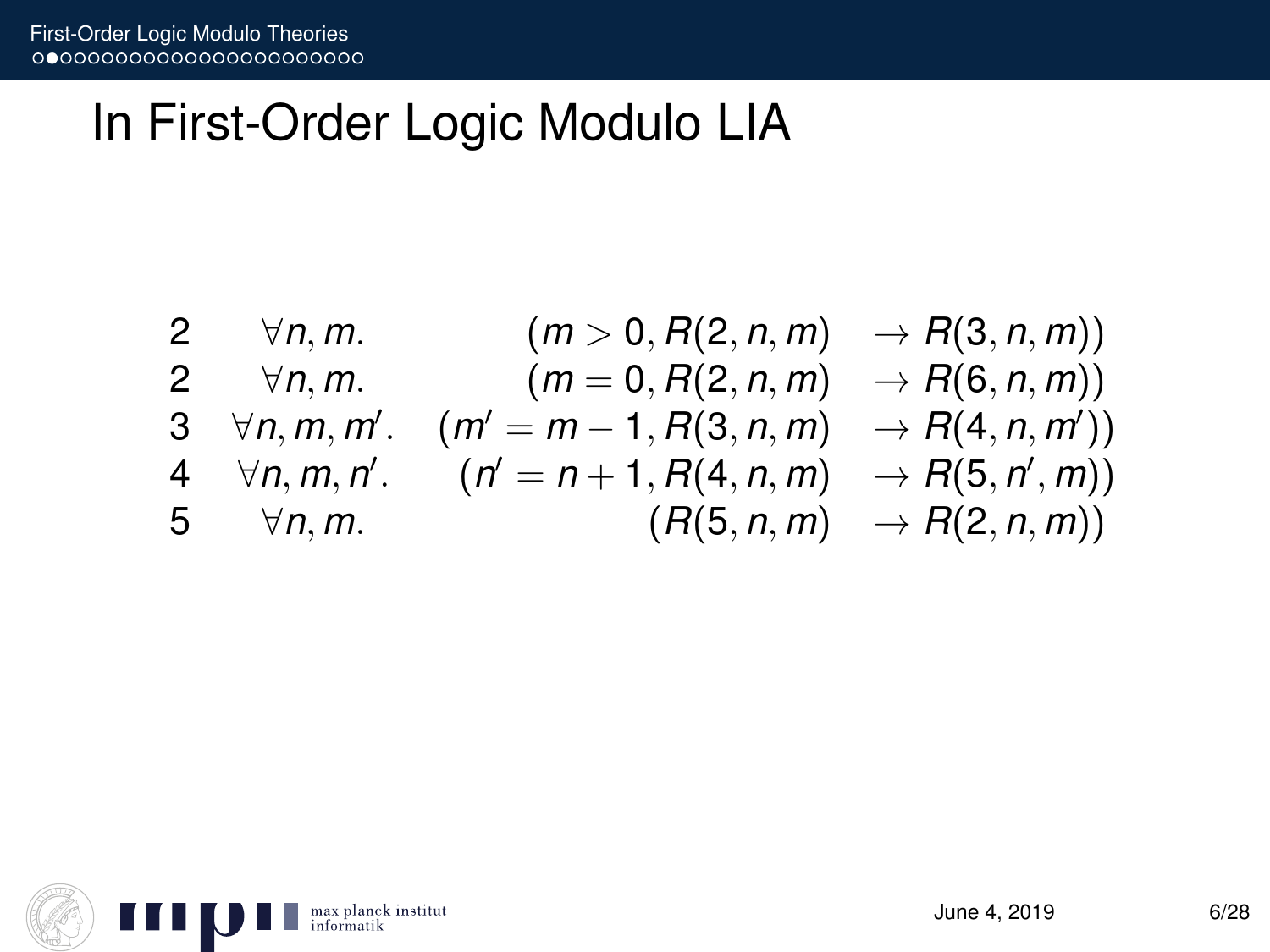# In First-Order Logic Modulo LIA

$$
\begin{array}{llrl}
2 & \forall n, m. & (m > 0, R(2, n, m) & \rightarrow R(3, n, m)) \\
2 & \forall n, m. & (m = 0, R(2, n, m) & \rightarrow R(6, n, m)) \\
3 & \forall n, m, m'. & (m' = m - 1, R(3, n, m) & \rightarrow R(4, n, m')) \\
4 & \forall n, m, n'. & (n' = n + 1, R(4, n, m) & \rightarrow R(5, n', m)) \\
5 & \forall n, m. & (R(5, n, m) & \rightarrow R(2, n, m))
\end{array}
$$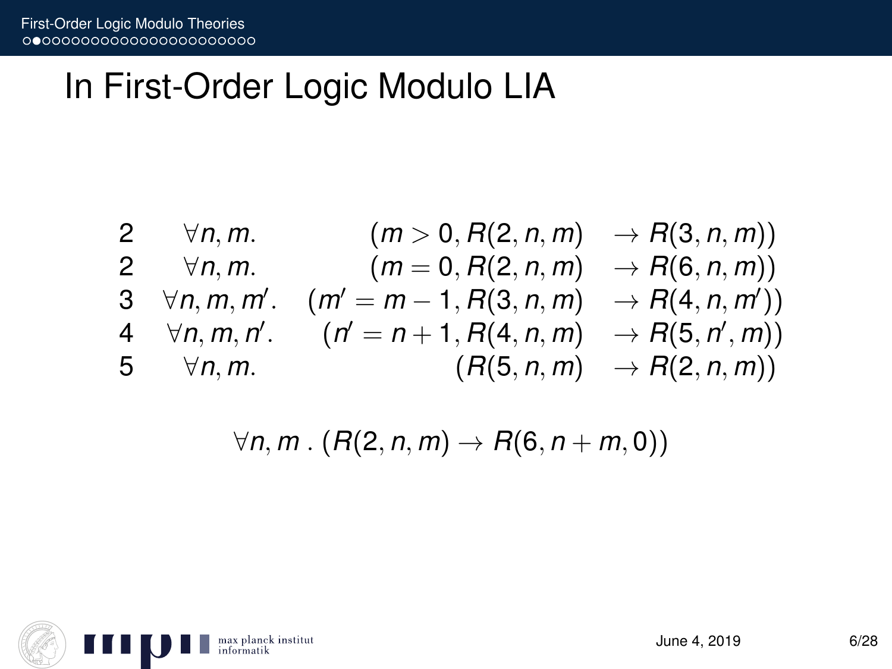# In First-Order Logic Modulo LIA

$$
\begin{array}{llrl}
2 & \forall n, m. & (m > 0, R(2, n, m) & \rightarrow R(3, n, m)) \\
2 & \forall n, m. & (m = 0, R(2, n, m) & \rightarrow R(6, n, m)) \\
3 & \forall n, m, m'. & (m' = m - 1, R(3, n, m) & \rightarrow R(4, n, m')) \\
4 & \forall n, m, n'. & (n' = n + 1, R(4, n, m) & \rightarrow R(5, n', m)) \\
5 & \forall n, m. & (R(5, n, m) & \rightarrow R(2, n, m))
\end{array}
$$

$$
\forall n, m \,.\, (R(2, n, m) \rightarrow R(6, n + m, 0))
$$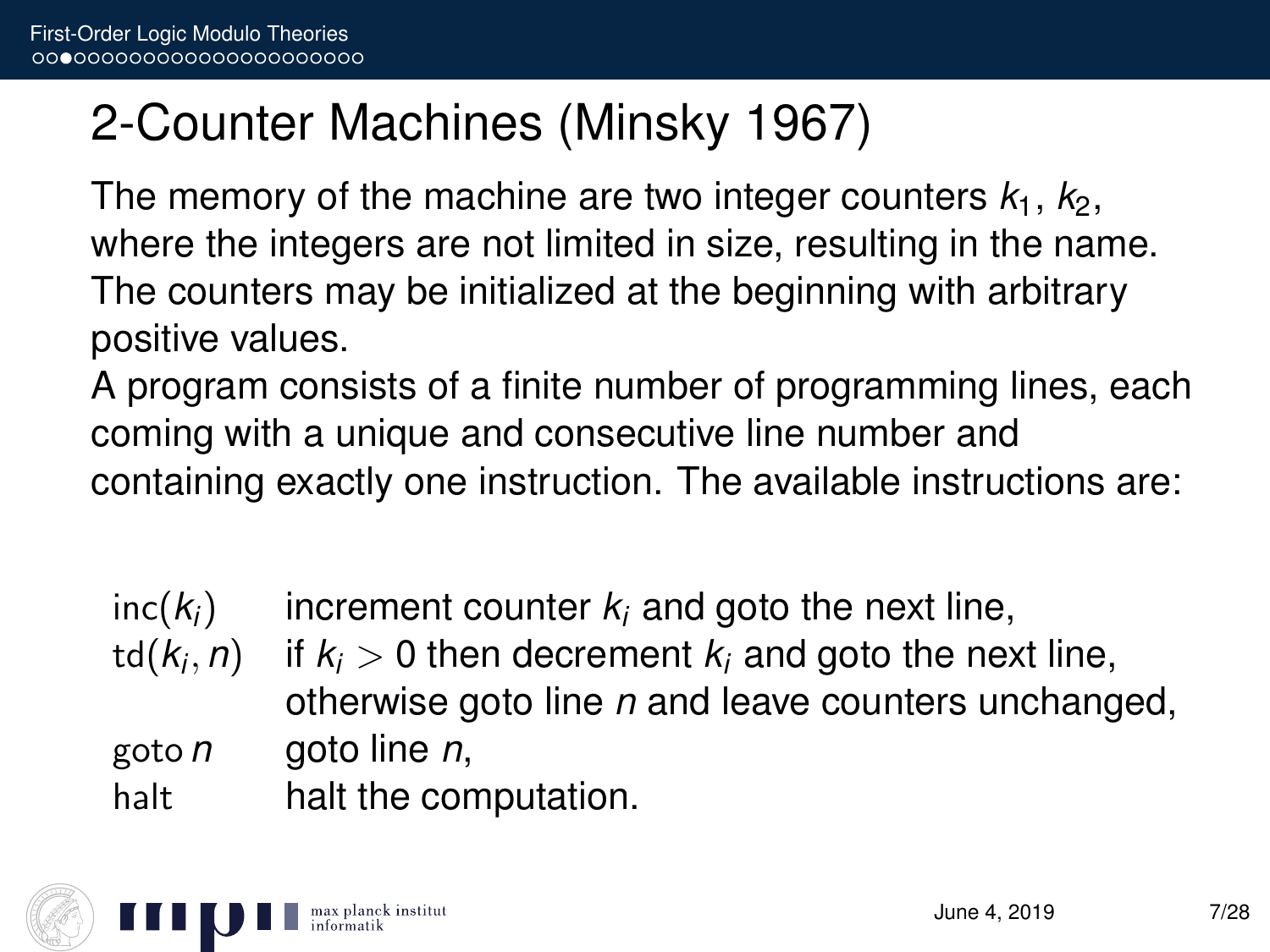# 2-Counter Machines (Minsky 1967)

The memory of the machine are two integer counters $k_1$, $k_2$, where the integers are not limited in size, resulting in the name. The counters may be initialized at the beginning with arbitrary positive values.

A program consists of a finite number of programming lines, each coming with a unique and consecutive line number and containing exactly one instruction. The available instructions are:

| | |
|---|---|
| $\mathrm{inc}(k_i)$ | increment counter $k_i$ and goto the next line, |
| $\mathrm{td}(k_i, n)$ | if $k_i > 0$ then decrement $k_i$ and goto the next line, otherwise goto line $n$ and leave counters unchanged, |
| $\mathrm{goto}\ n$ | goto line $n$, |
| halt | halt the computation. |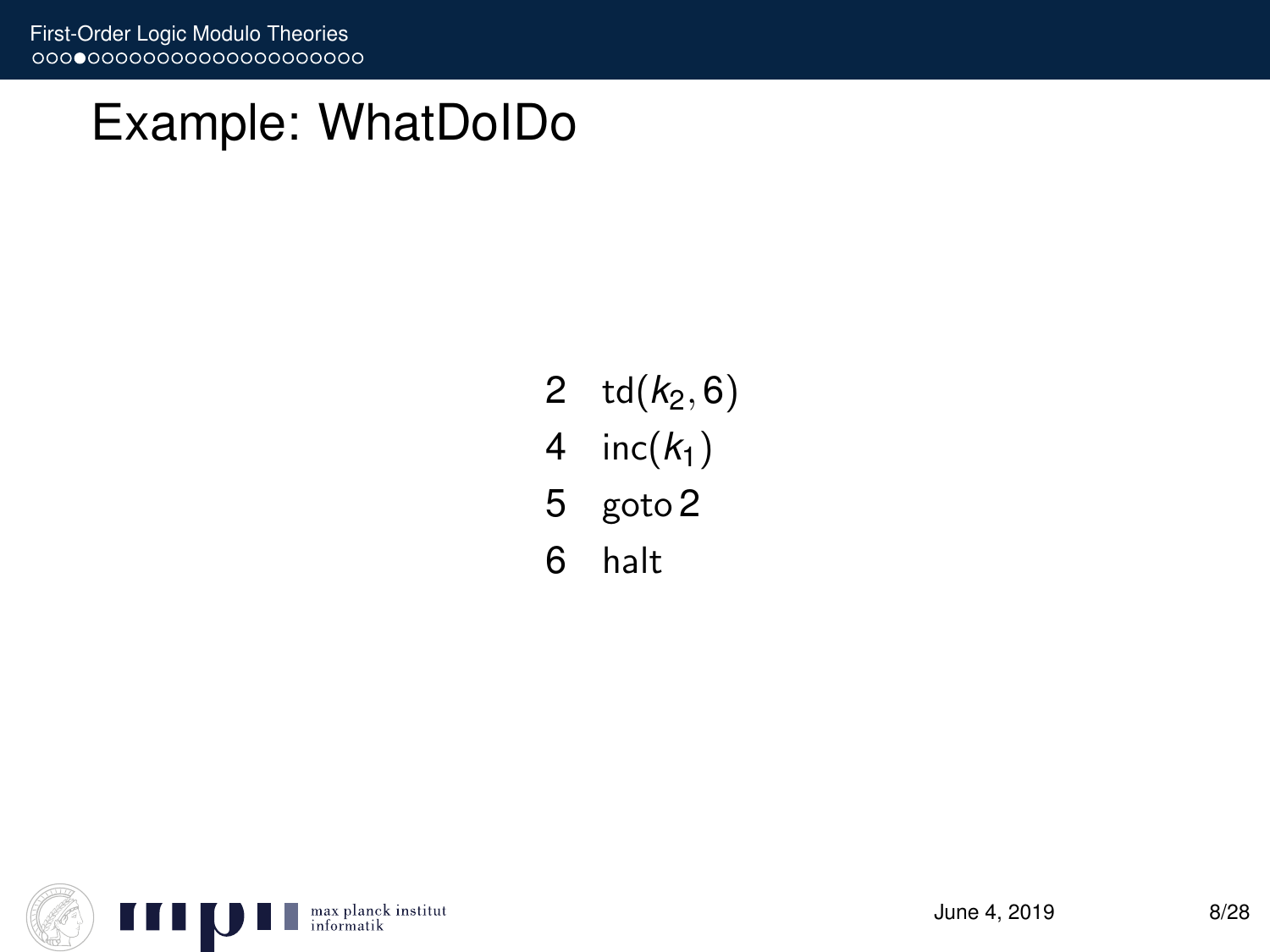# Example: WhatDoIDo

```
2   td(k_2, 6)
4   inc(k_1)
5   goto 2
6   halt
```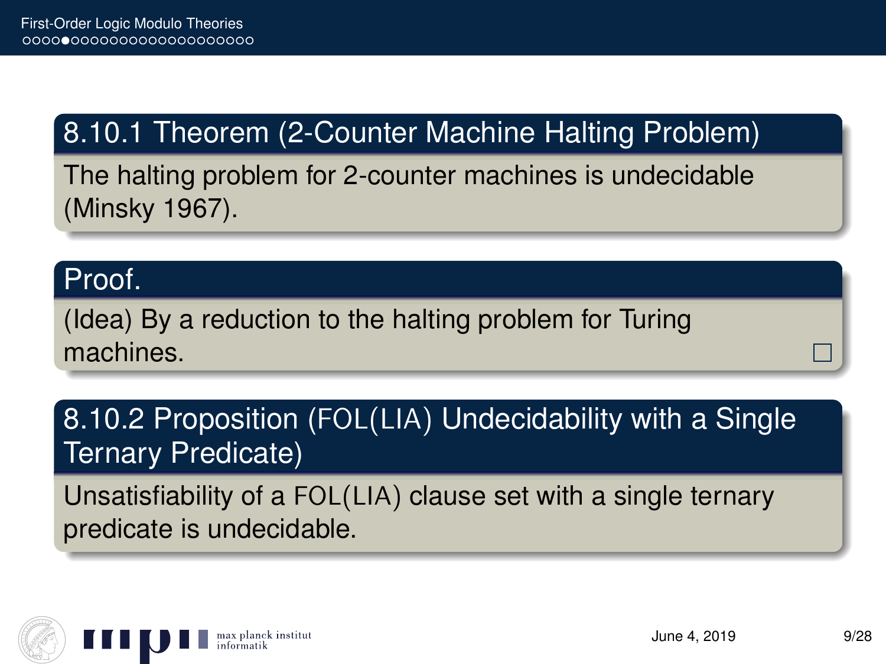**8.10.1 Theorem (2-Counter Machine Halting Problem)**

The halting problem for 2-counter machines is undecidable (Minsky 1967).

**Proof.**

(Idea) By a reduction to the halting problem for Turing machines. □

**8.10.2 Proposition (FOL(LIA) Undecidability with a Single Ternary Predicate)**

Unsatisfiability of a FOL(LIA) clause set with a single ternary predicate is undecidable.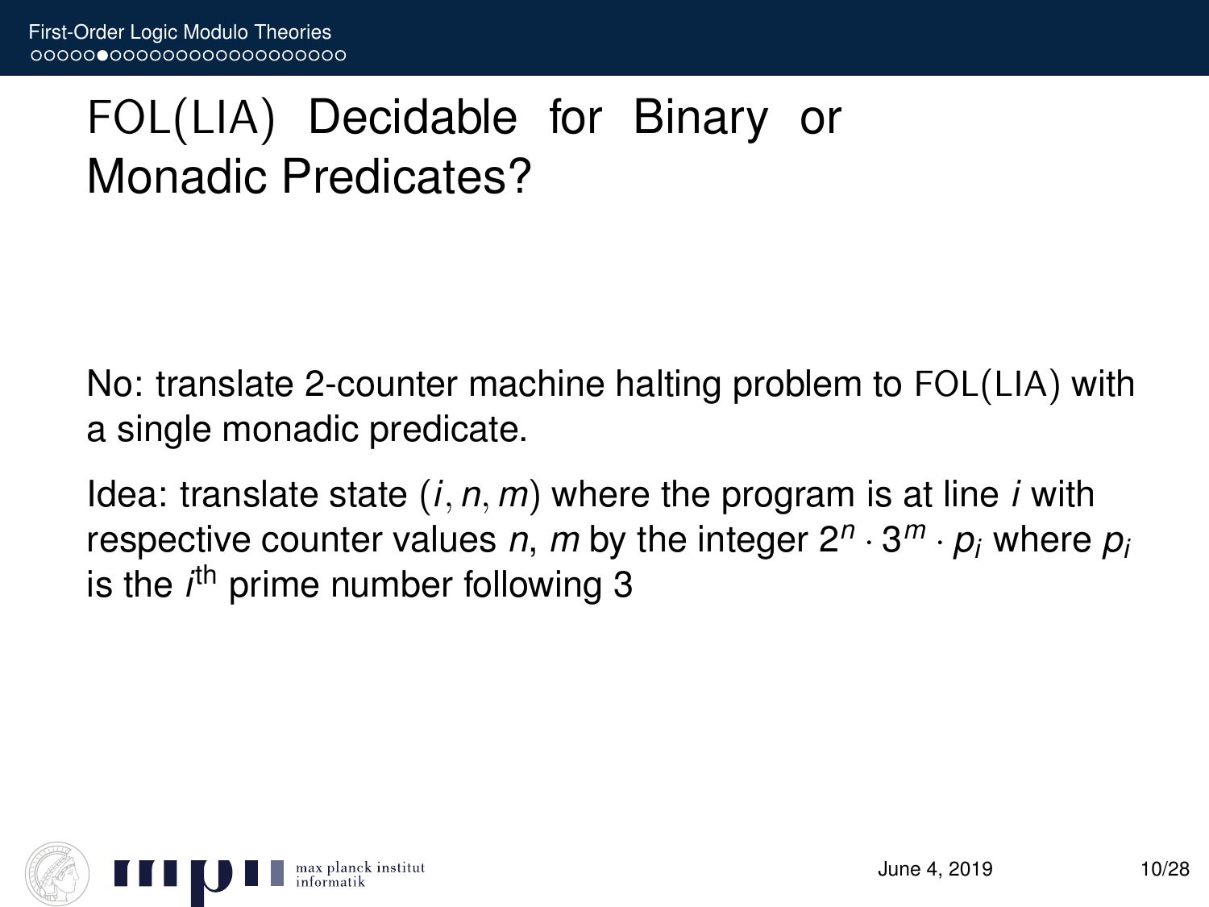# FOL(LIA) Decidable for Binary or Monadic Predicates?

No: translate 2-counter machine halting problem to FOL(LIA) with a single monadic predicate.

Idea: translate state $(i, n, m)$ where the program is at line $i$ with respective counter values $n$, $m$ by the integer $2^n \cdot 3^m \cdot p_i$ where $p_i$ is the $i^{\text{th}}$ prime number following 3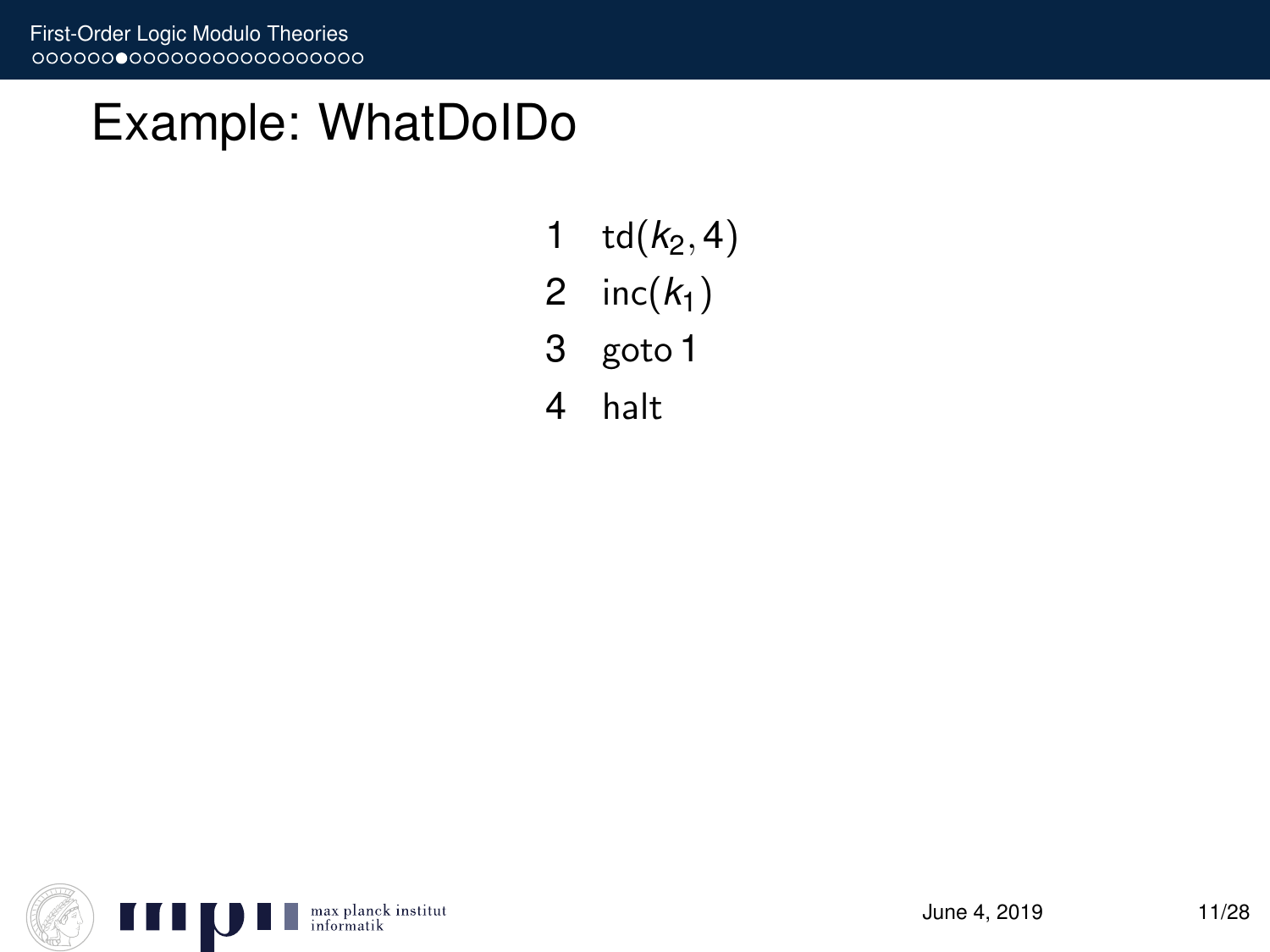# Example: WhatDoIDo

1 $\text{td}(k_2, 4)$
2 $\text{inc}(k_1)$
3 goto 1
4 halt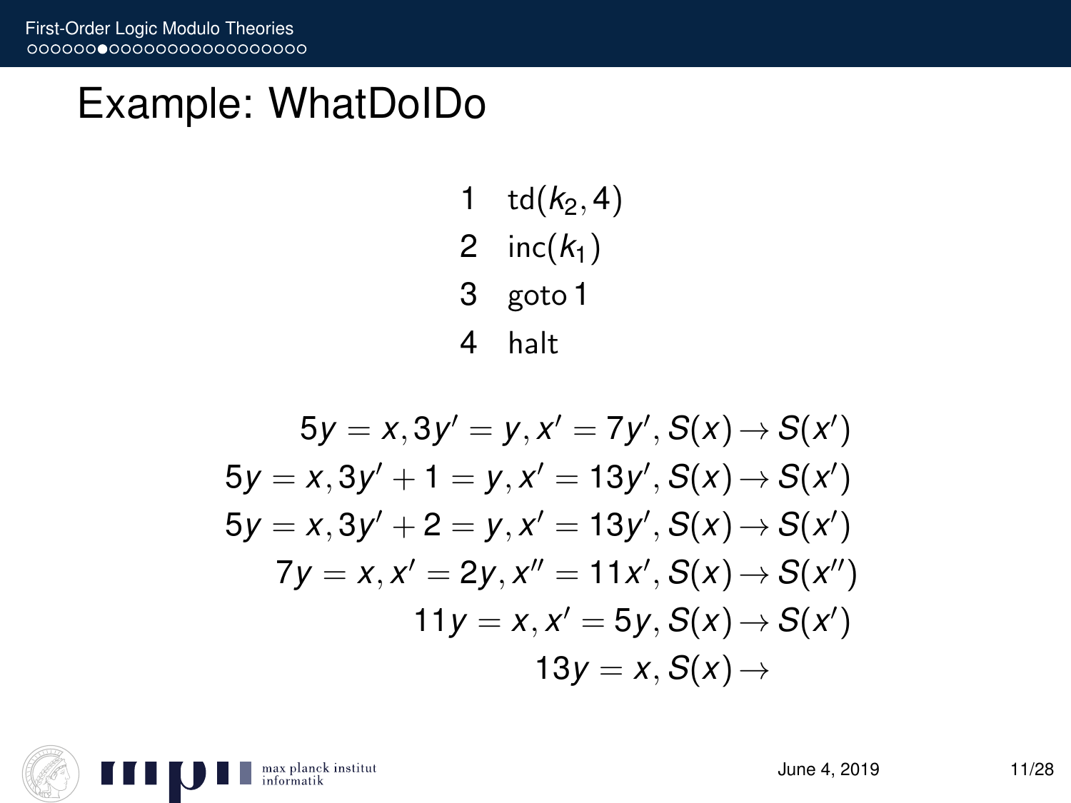# Example: WhatDoIDo

1 td($k_2$, 4)
2 inc($k_1$)
3 goto 1
4 halt

$$5y = x, 3y' = y, x' = 7y', S(x) \rightarrow S(x')$$
$$5y = x, 3y' + 1 = y, x' = 13y', S(x) \rightarrow S(x')$$
$$5y = x, 3y' + 2 = y, x' = 13y', S(x) \rightarrow S(x')$$
$$7y = x, x' = 2y, x'' = 11x', S(x) \rightarrow S(x'')$$
$$11y = x, x' = 5y, S(x) \rightarrow S(x')$$
$$13y = x, S(x) \rightarrow$$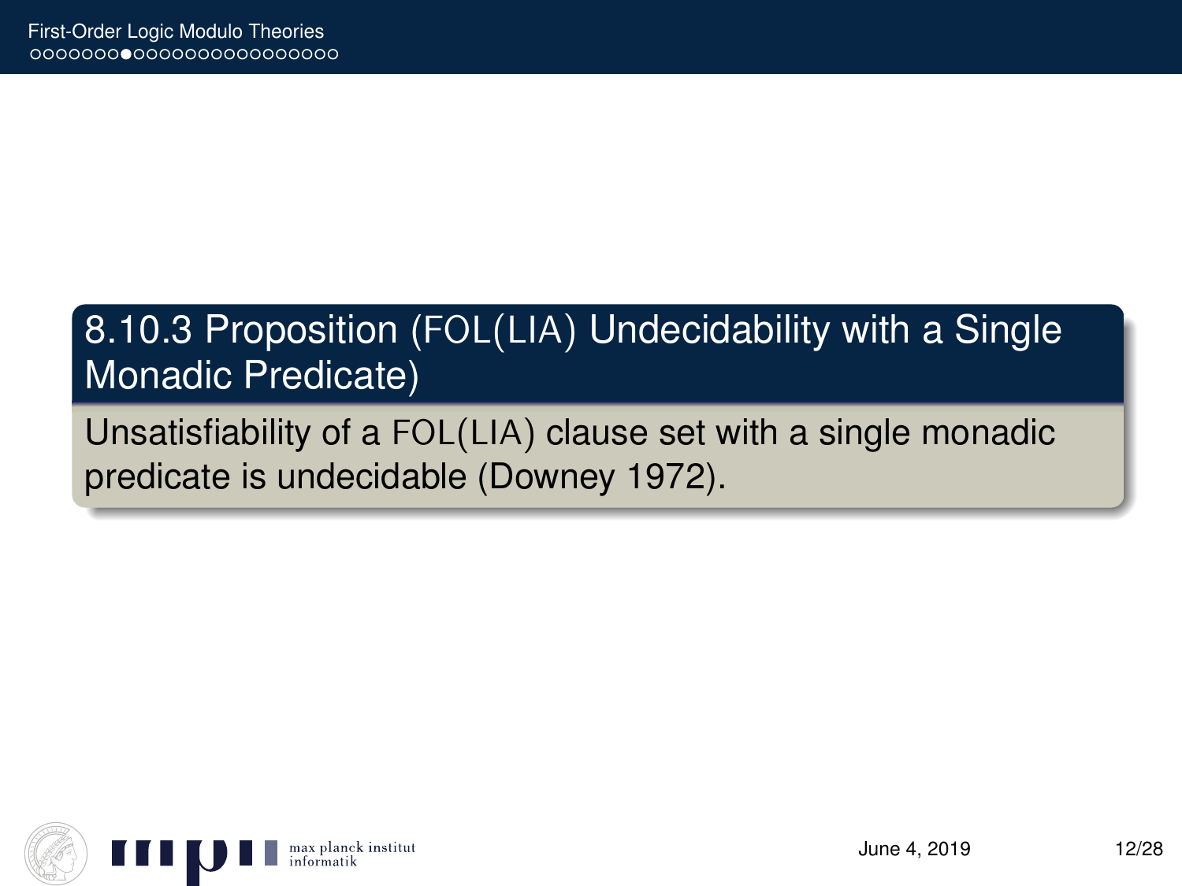**8.10.3 Proposition (FOL(LIA) Undecidability with a Single Monadic Predicate)**

Unsatisfiability of a FOL(LIA) clause set with a single monadic predicate is undecidable (Downey 1972).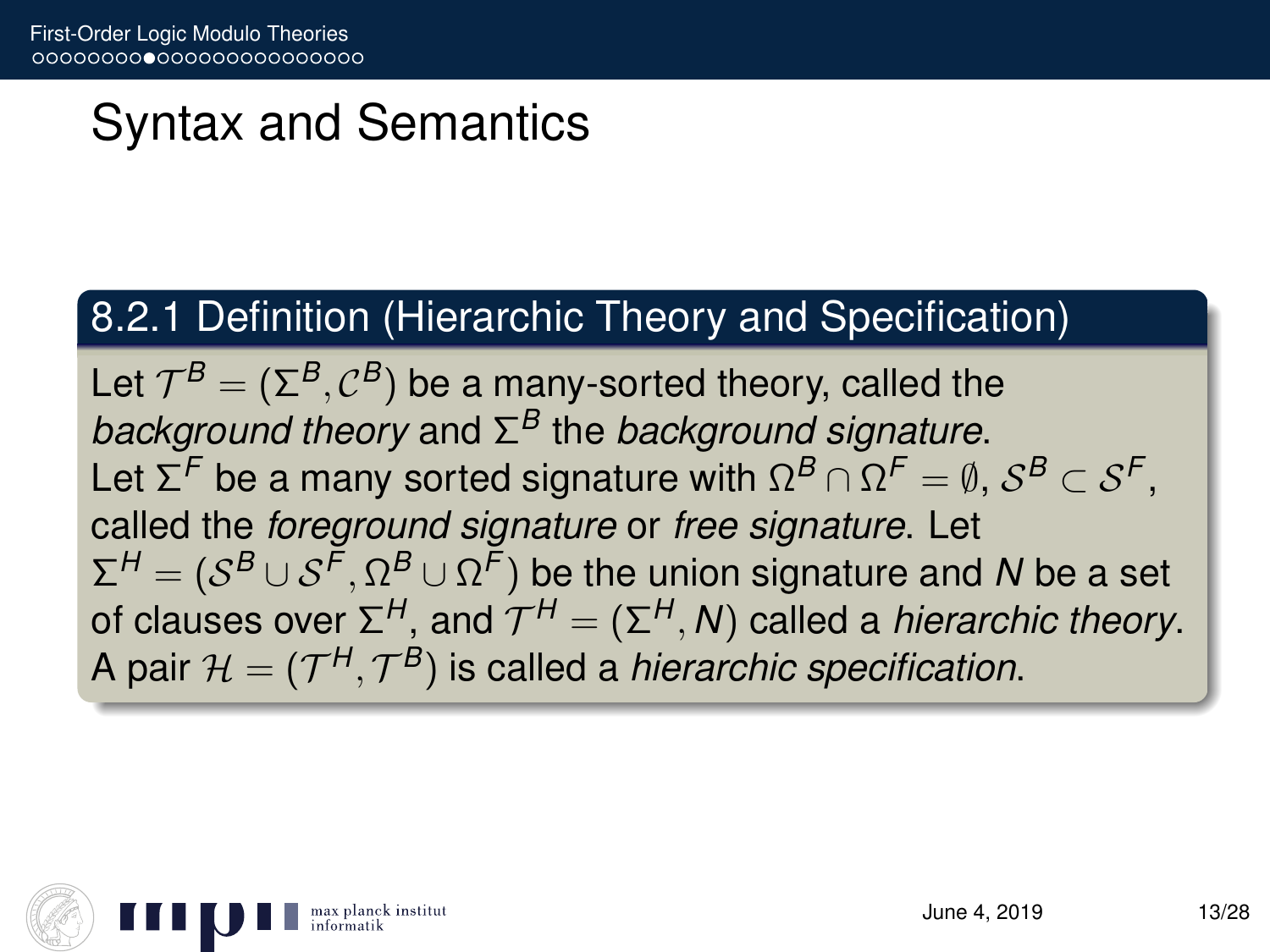# Syntax and Semantics

### 8.2.1 Definition (Hierarchic Theory and Specification)

Let $\mathcal{T}^B = (\Sigma^B, \mathcal{C}^B)$ be a many-sorted theory, called the *background theory* and $\Sigma^B$ the *background signature*. Let $\Sigma^F$ be a many sorted signature with $\Omega^B \cap \Omega^F = \emptyset$, $\mathcal{S}^B \subset \mathcal{S}^F$, called the *foreground signature* or *free signature*. Let $\Sigma^H = (\mathcal{S}^B \cup \mathcal{S}^F, \Omega^B \cup \Omega^F)$ be the union signature and $N$ be a set of clauses over $\Sigma^H$, and $\mathcal{T}^H = (\Sigma^H, N)$ called a *hierarchic theory*. A pair $\mathcal{H} = (\mathcal{T}^H, \mathcal{T}^B)$ is called a *hierarchic specification*.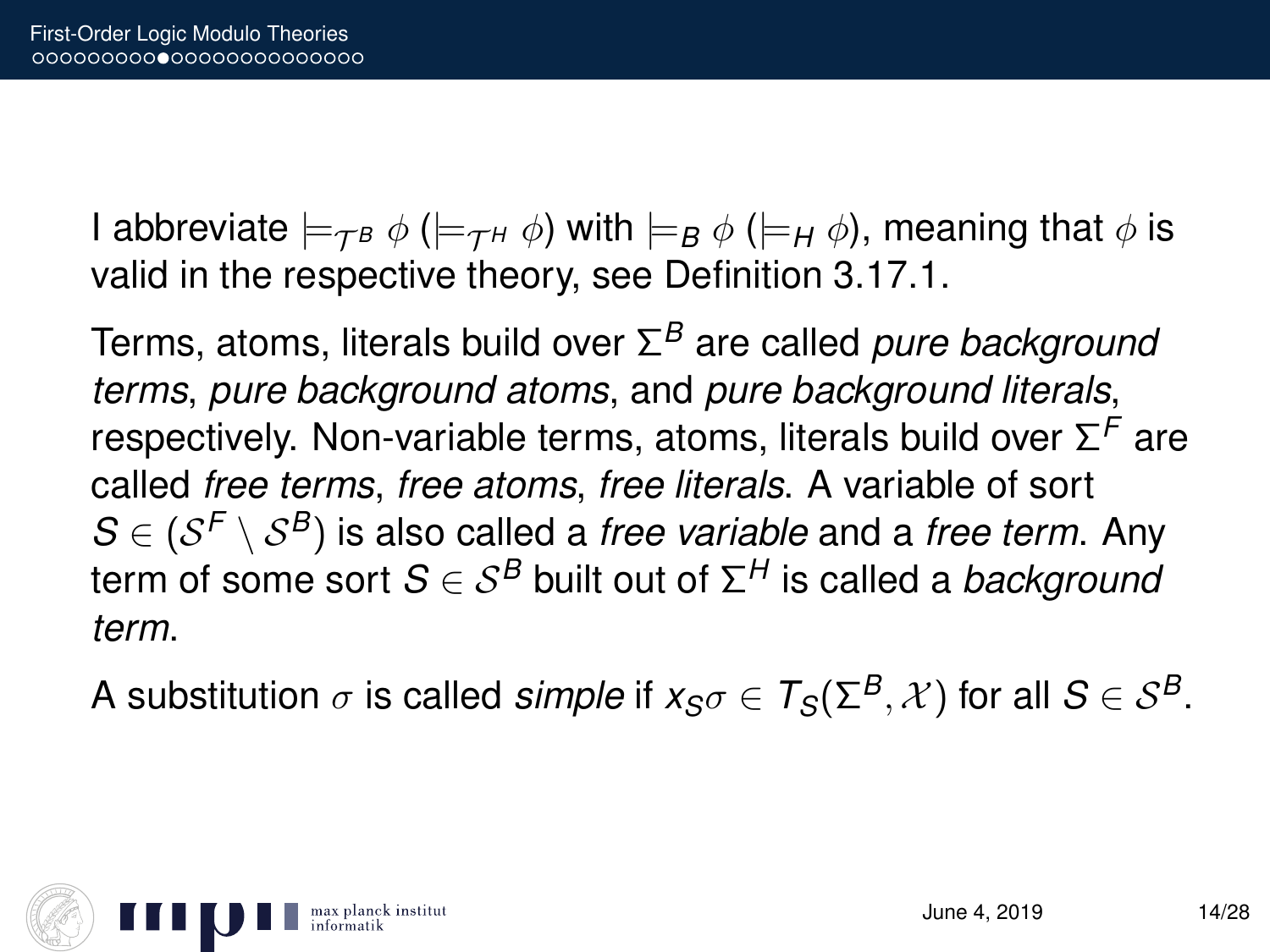I abbreviate $\models_{\mathcal{T}^B} \phi$ ($\models_{\mathcal{T}^H} \phi$) with $\models_B \phi$ ($\models_H \phi$), meaning that $\phi$ is valid in the respective theory, see Definition 3.17.1.

Terms, atoms, literals build over $\Sigma^B$ are called *pure background terms*, *pure background atoms*, and *pure background literals*, respectively. Non-variable terms, atoms, literals build over $\Sigma^F$ are called *free terms*, *free atoms*, *free literals*. A variable of sort $S \in (\mathcal{S}^F \setminus \mathcal{S}^B)$ is also called a *free variable* and a *free term*. Any term of some sort $S \in \mathcal{S}^B$ built out of $\Sigma^H$ is called a *background term*.

A substitution $\sigma$ is called *simple* if $x_S\sigma \in T_S(\Sigma^B, \mathcal{X})$ for all $S \in \mathcal{S}^B$.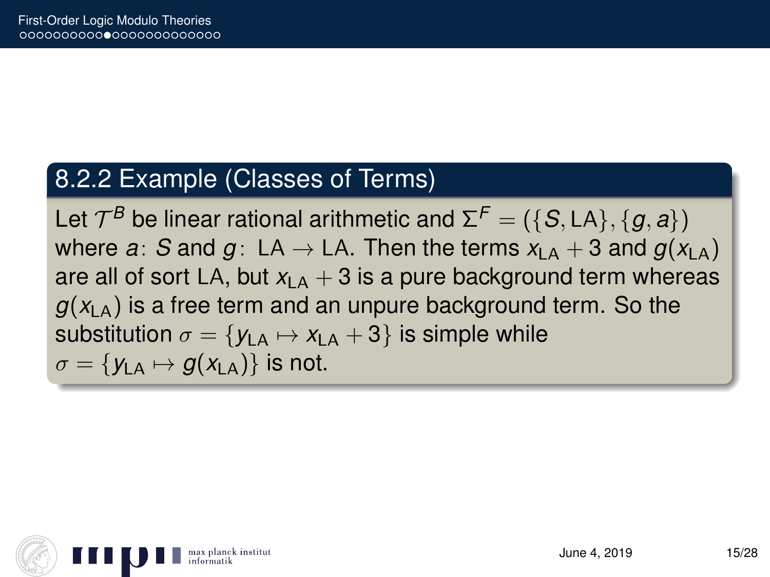### 8.2.2 Example (Classes of Terms)

Let $\mathcal{T}^B$ be linear rational arithmetic and $\Sigma^F = (\{S, \mathrm{LA}\}, \{g, a\})$ where $a\colon S$ and $g\colon \mathrm{LA} \to \mathrm{LA}$. Then the terms $x_{\mathrm{LA}} + 3$ and $g(x_{\mathrm{LA}})$ are all of sort LA, but $x_{\mathrm{LA}} + 3$ is a pure background term whereas $g(x_{\mathrm{LA}})$ is a free term and an unpure background term. So the substitution $\sigma = \{y_{\mathrm{LA}} \mapsto x_{\mathrm{LA}} + 3\}$ is simple while $\sigma = \{y_{\mathrm{LA}} \mapsto g(x_{\mathrm{LA}})\}$ is not.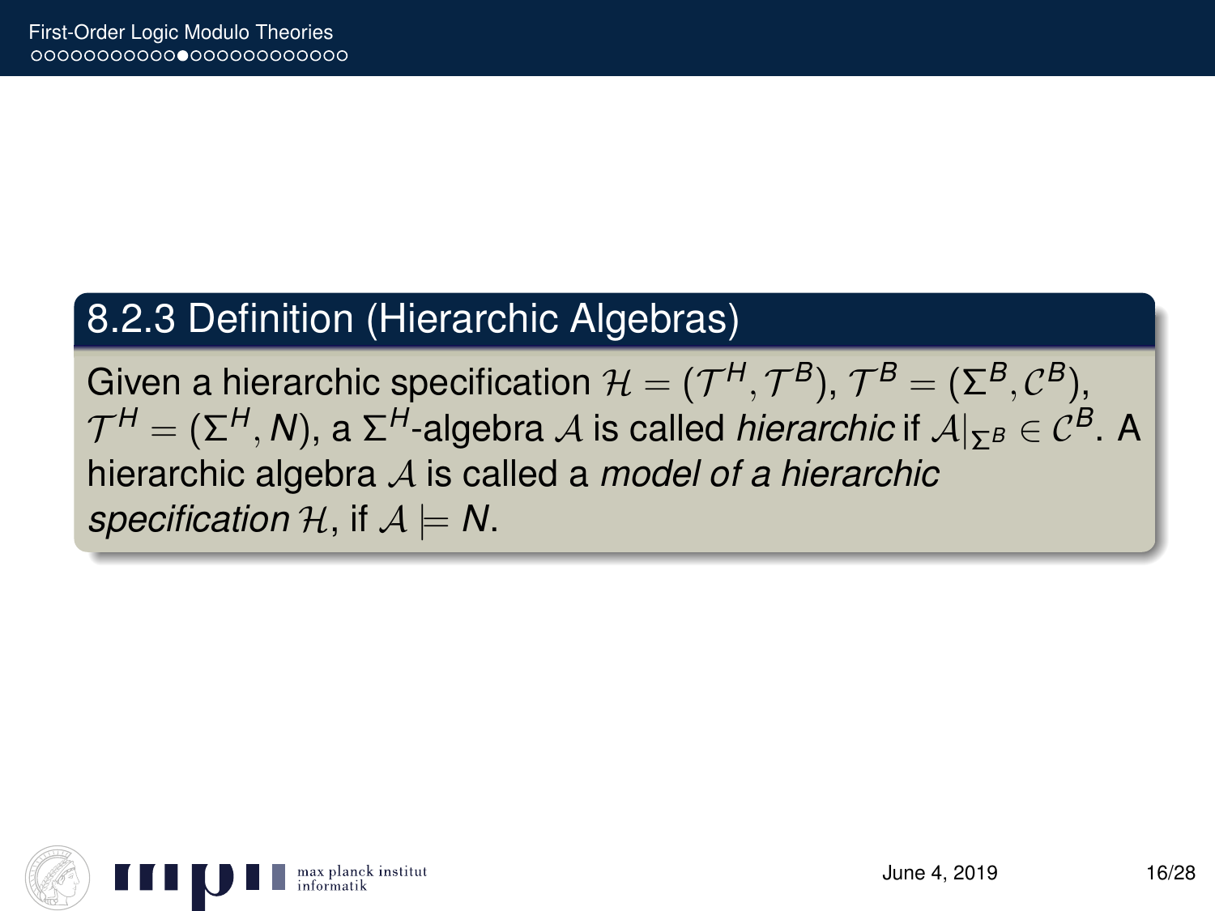### 8.2.3 Definition (Hierarchic Algebras)

Given a hierarchic specification $\mathcal{H} = (\mathcal{T}^H, \mathcal{T}^B)$, $\mathcal{T}^B = (\Sigma^B, \mathcal{C}^B)$, $\mathcal{T}^H = (\Sigma^H, N)$, a $\Sigma^H$-algebra $\mathcal{A}$ is called *hierarchic* if $\mathcal{A}|_{\Sigma^B} \in \mathcal{C}^B$. A hierarchic algebra $\mathcal{A}$ is called a *model of a hierarchic specification* $\mathcal{H}$, if $\mathcal{A} \models N$.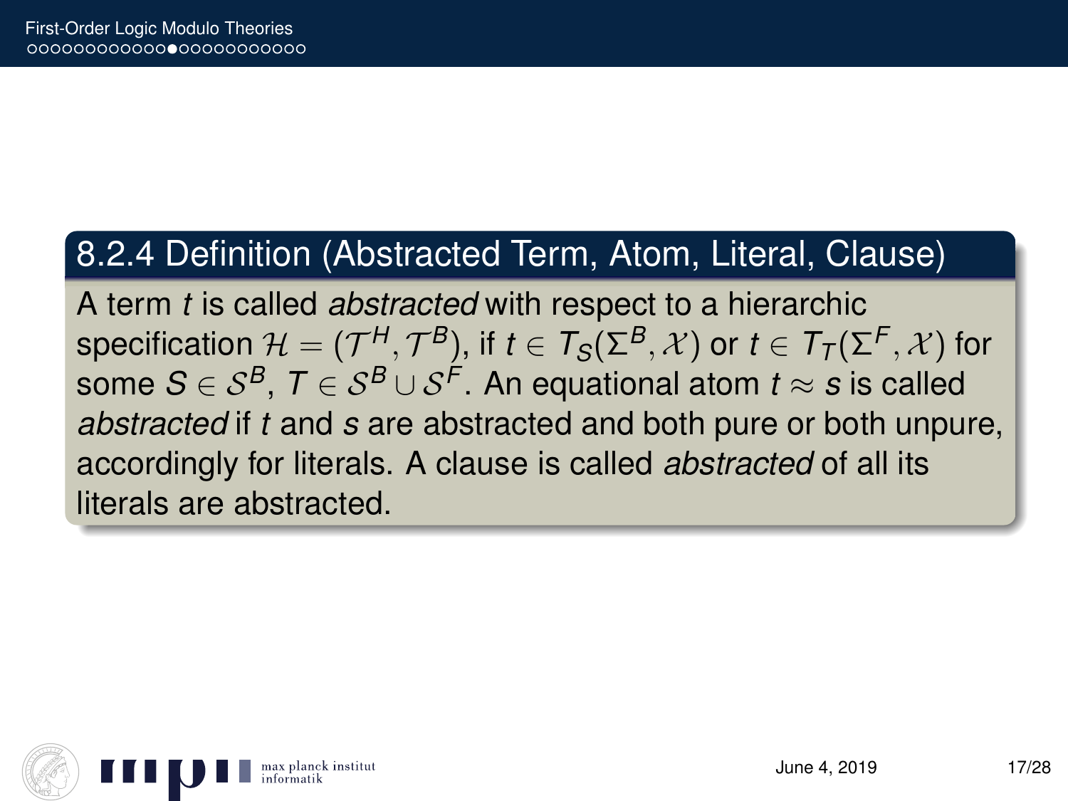## 8.2.4 Definition (Abstracted Term, Atom, Literal, Clause)

A term $t$ is called *abstracted* with respect to a hierarchic specification $\mathcal{H} = (\mathcal{T}^H, \mathcal{T}^B)$, if $t \in T_S(\Sigma^B, \mathcal{X})$ or $t \in T_T(\Sigma^F, \mathcal{X})$ for some $S \in \mathcal{S}^B$, $T \in \mathcal{S}^B \cup \mathcal{S}^F$. An equational atom $t \approx s$ is called *abstracted* if $t$ and $s$ are abstracted and both pure or both unpure, accordingly for literals. A clause is called *abstracted* of all its literals are abstracted.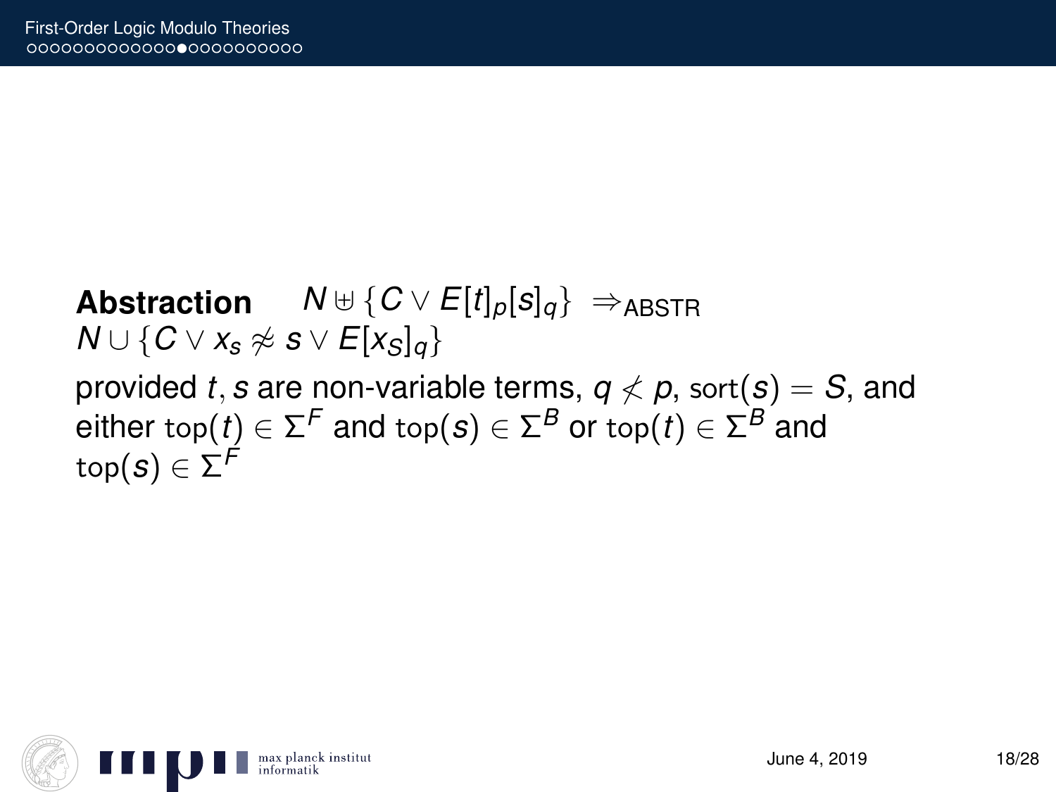**Abstraction** $\quad N \uplus \{C \vee E[t]_p[s]_q\} \;\Rightarrow_{\text{ABSTR}}$
$N \cup \{C \vee x_s \not\approx s \vee E[x_S]_q\}$

provided $t, s$ are non-variable terms, $q \not< p$, $\text{sort}(s) = S$, and either $\text{top}(t) \in \Sigma^F$ and $\text{top}(s) \in \Sigma^B$ or $\text{top}(t) \in \Sigma^B$ and $\text{top}(s) \in \Sigma^F$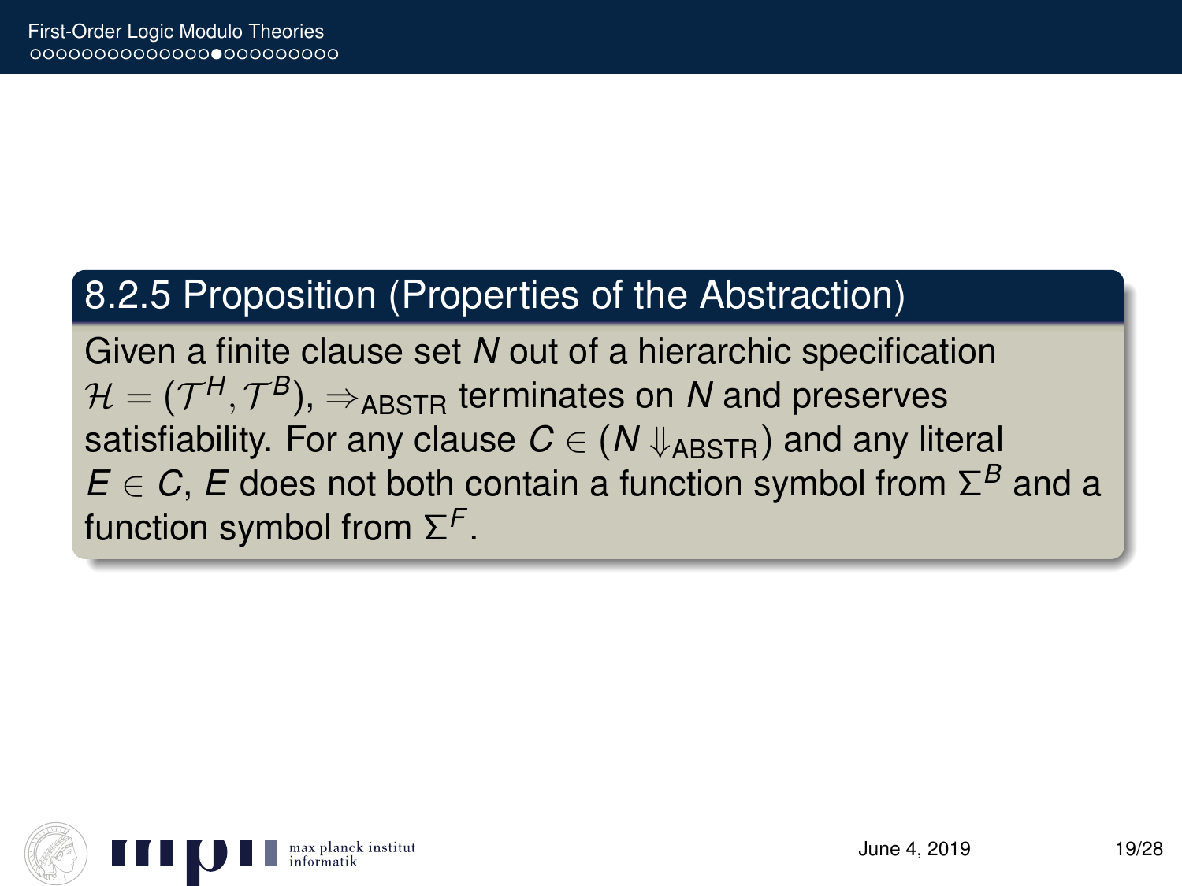### 8.2.5 Proposition (Properties of the Abstraction)

Given a finite clause set $N$ out of a hierarchic specification $\mathcal{H} = (\mathcal{T}^H, \mathcal{T}^B)$, $\Rightarrow_{\text{ABSTR}}$ terminates on $N$ and preserves satisfiability. For any clause $C \in (N \Downarrow_{\text{ABSTR}})$ and any literal $E \in C$, $E$ does not both contain a function symbol from $\Sigma^B$ and a function symbol from $\Sigma^F$.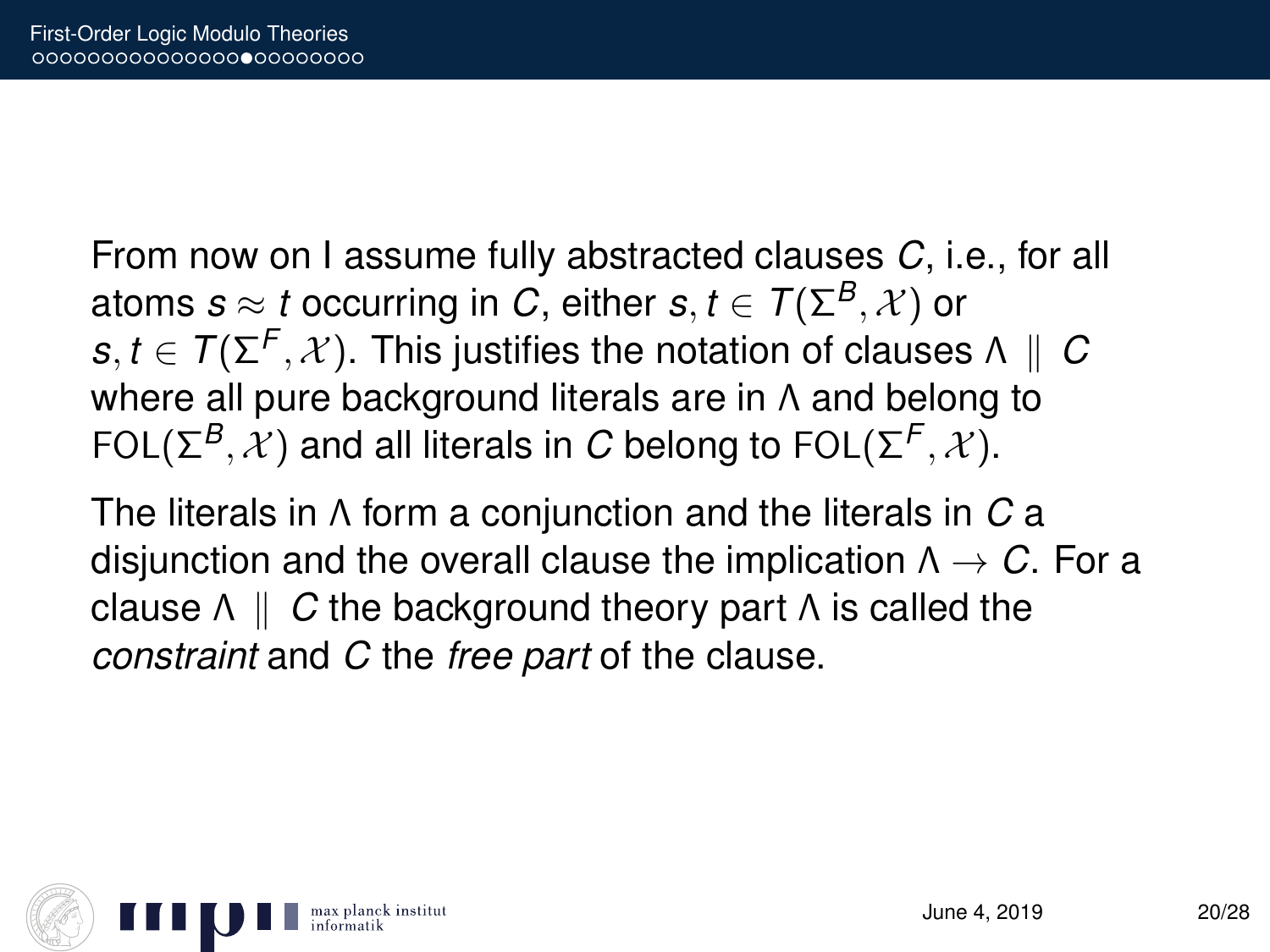From now on I assume fully abstracted clauses $C$, i.e., for all atoms $s \approx t$ occurring in $C$, either $s, t \in T(\Sigma^B, \mathcal{X})$ or $s, t \in T(\Sigma^F, \mathcal{X})$. This justifies the notation of clauses $\Lambda \parallel C$ where all pure background literals are in $\Lambda$ and belong to $\mathrm{FOL}(\Sigma^B, \mathcal{X})$ and all literals in $C$ belong to $\mathrm{FOL}(\Sigma^F, \mathcal{X})$.

The literals in $\Lambda$ form a conjunction and the literals in $C$ a disjunction and the overall clause the implication $\Lambda \rightarrow C$. For a clause $\Lambda \parallel C$ the background theory part $\Lambda$ is called the *constraint* and $C$ the *free part* of the clause.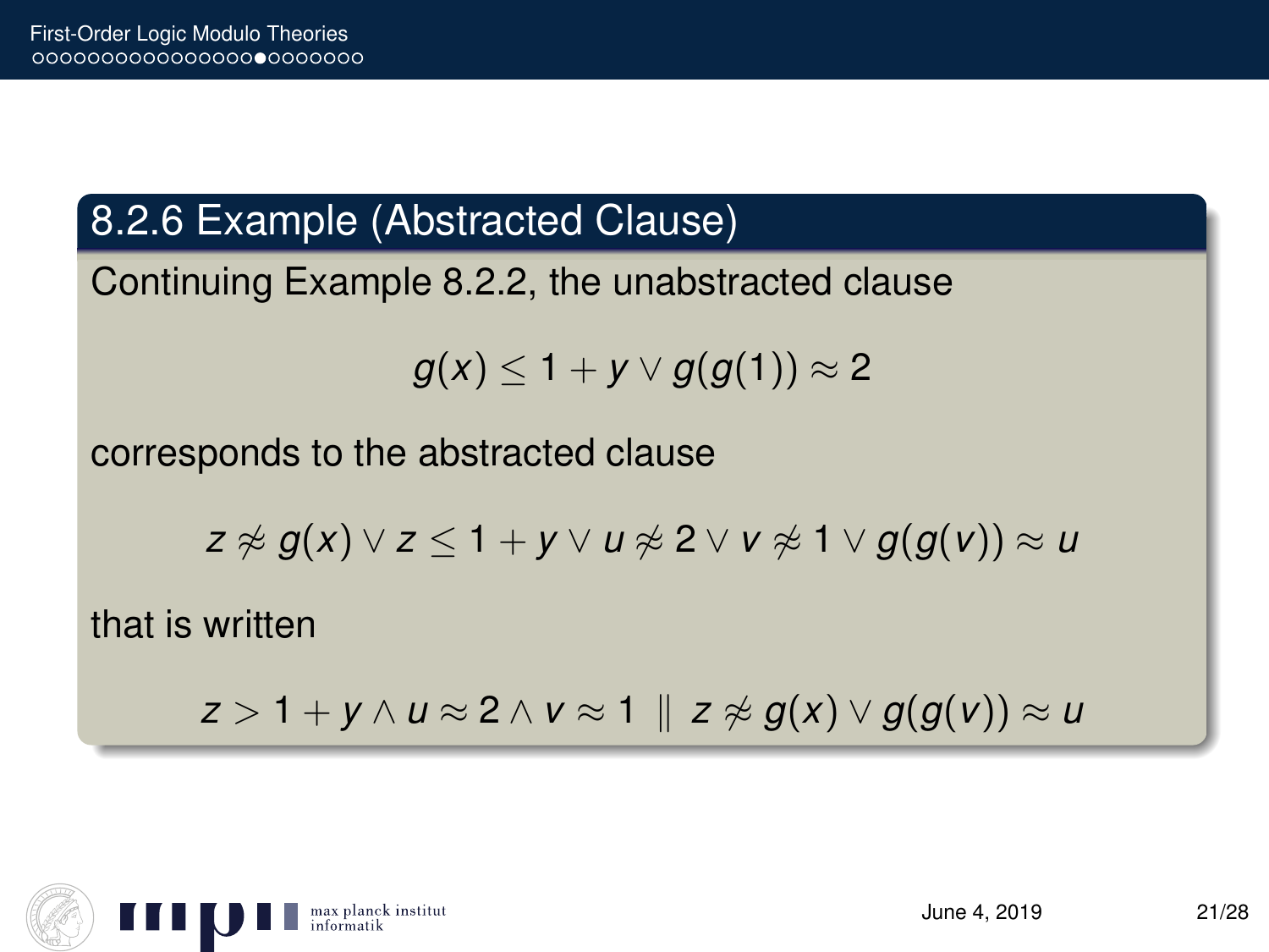### 8.2.6 Example (Abstracted Clause)

Continuing Example 8.2.2, the unabstracted clause

$$g(x) \leq 1 + y \lor g(g(1)) \approx 2$$

corresponds to the abstracted clause

$$z \not\approx g(x) \lor z \leq 1 + y \lor u \not\approx 2 \lor v \not\approx 1 \lor g(g(v)) \approx u$$

that is written

$$z > 1 + y \land u \approx 2 \land v \approx 1 \parallel z \not\approx g(x) \lor g(g(v)) \approx u$$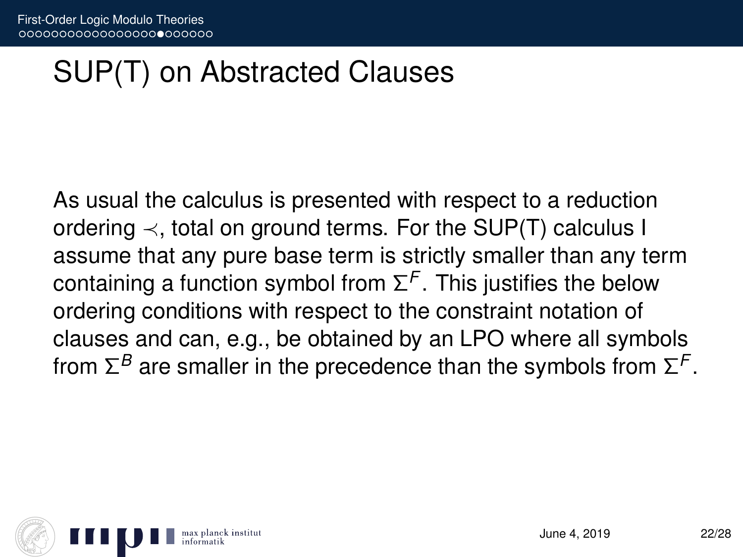# SUP(T) on Abstracted Clauses

As usual the calculus is presented with respect to a reduction ordering $\prec$, total on ground terms. For the SUP(T) calculus I assume that any pure base term is strictly smaller than any term containing a function symbol from $\Sigma^F$. This justifies the below ordering conditions with respect to the constraint notation of clauses and can, e.g., be obtained by an LPO where all symbols from $\Sigma^B$ are smaller in the precedence than the symbols from $\Sigma^F$.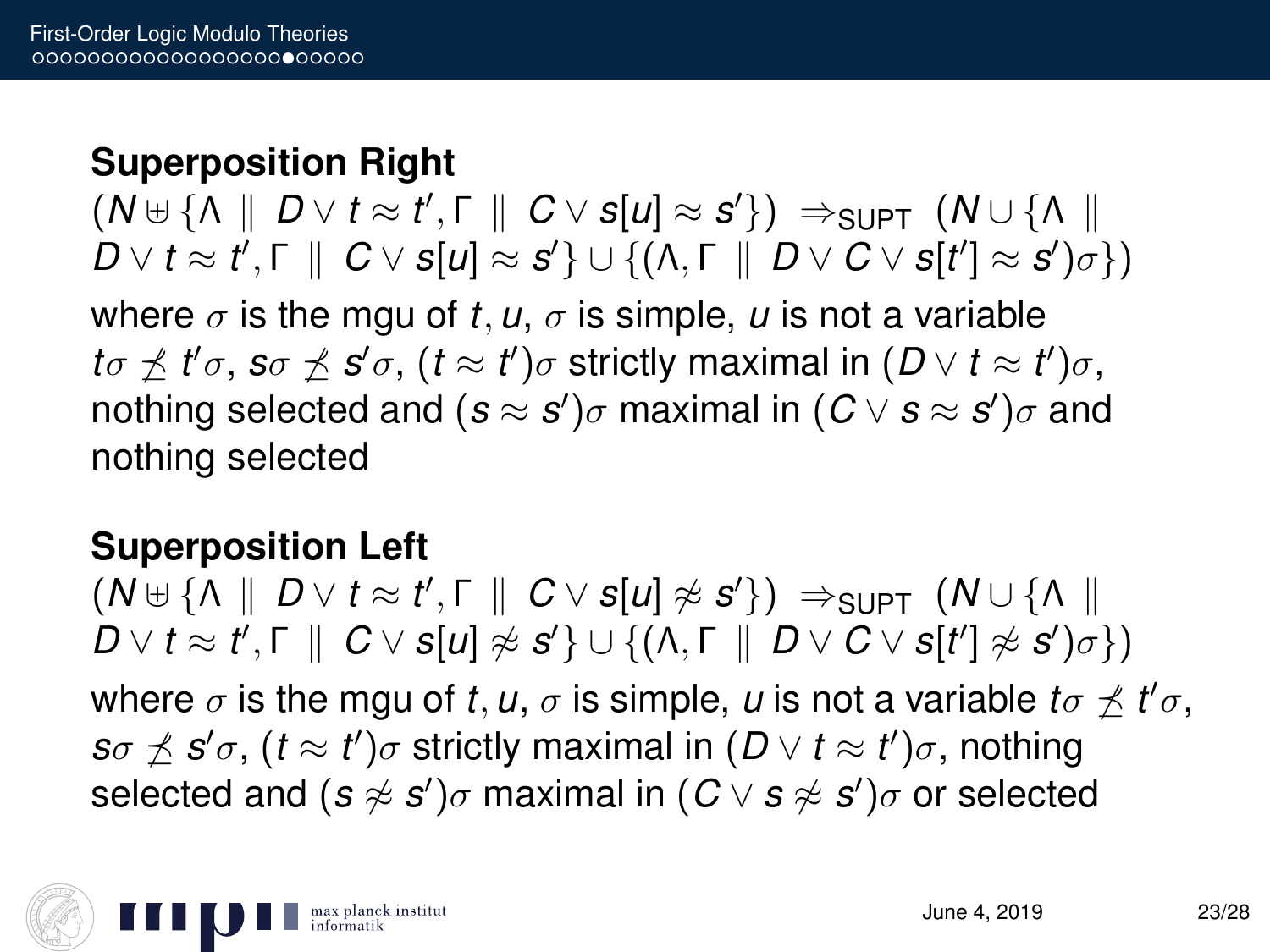**Superposition Right**

$(N \uplus \{\Lambda \parallel D \vee t \approx t', \Gamma \parallel C \vee s[u] \approx s'\}) \Rightarrow_{\text{SUPT}} (N \cup \{\Lambda \parallel D \vee t \approx t', \Gamma \parallel C \vee s[u] \approx s'\} \cup \{(\Lambda, \Gamma \parallel D \vee C \vee s[t'] \approx s')\sigma\})$

where $\sigma$ is the mgu of $t, u$, $\sigma$ is simple, $u$ is not a variable $t\sigma \not\preceq t'\sigma$, $s\sigma \not\preceq s'\sigma$, $(t \approx t')\sigma$ strictly maximal in $(D \vee t \approx t')\sigma$, nothing selected and $(s \approx s')\sigma$ maximal in $(C \vee s \approx s')\sigma$ and nothing selected

**Superposition Left**

$(N \uplus \{\Lambda \parallel D \vee t \approx t', \Gamma \parallel C \vee s[u] \not\approx s'\}) \Rightarrow_{\text{SUPT}} (N \cup \{\Lambda \parallel D \vee t \approx t', \Gamma \parallel C \vee s[u] \not\approx s'\} \cup \{(\Lambda, \Gamma \parallel D \vee C \vee s[t'] \not\approx s')\sigma\})$

where $\sigma$ is the mgu of $t, u$, $\sigma$ is simple, $u$ is not a variable $t\sigma \not\preceq t'\sigma$, $s\sigma \not\preceq s'\sigma$, $(t \approx t')\sigma$ strictly maximal in $(D \vee t \approx t')\sigma$, nothing selected and $(s \not\approx s')\sigma$ maximal in $(C \vee s \not\approx s')\sigma$ or selected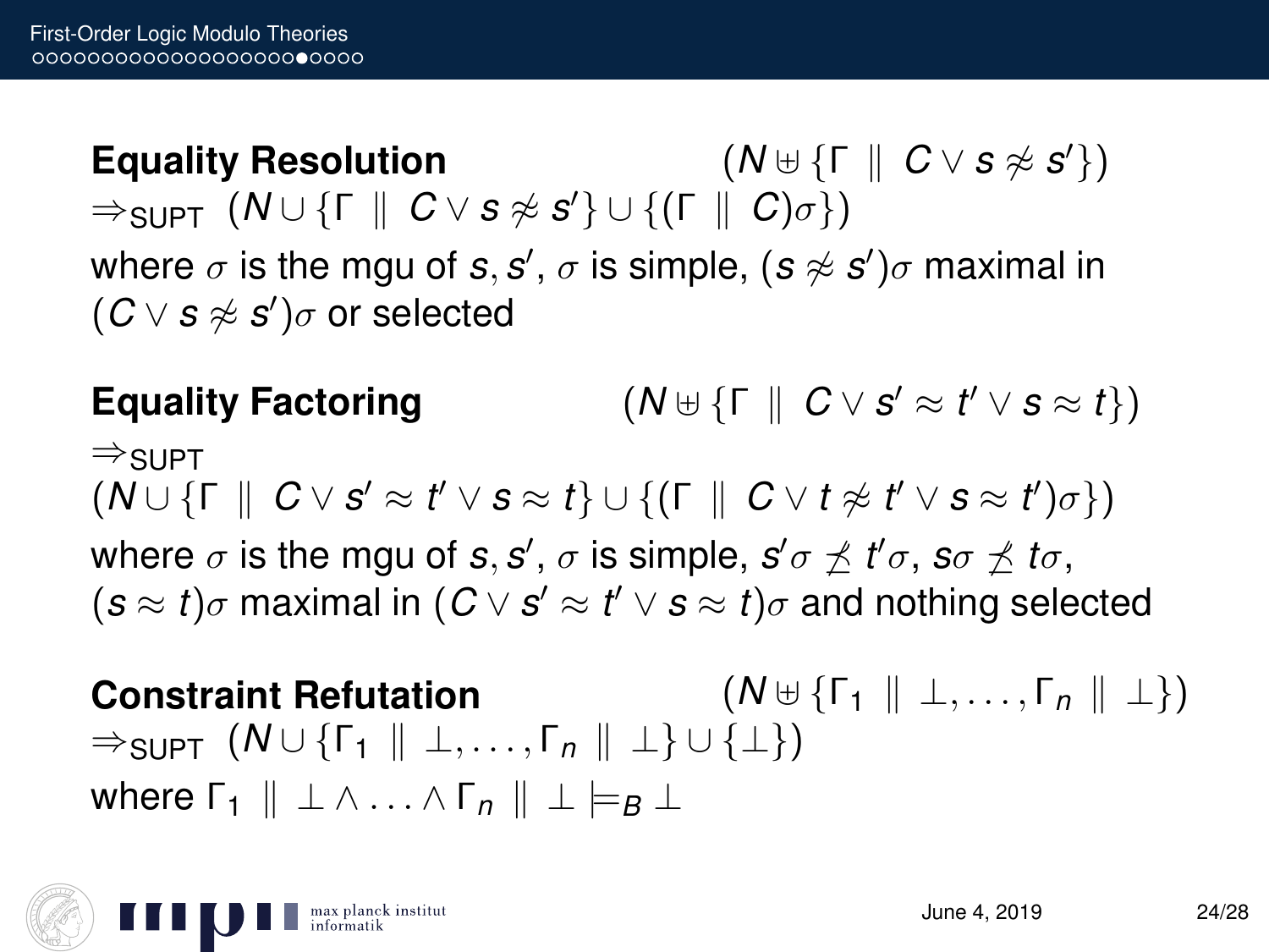**Equality Resolution** $(N \uplus \{\Gamma \parallel C \vee s \not\approx s'\})$
$\Rightarrow_{\text{SUPT}} (N \cup \{\Gamma \parallel C \vee s \not\approx s'\} \cup \{(\Gamma \parallel C)\sigma\})$
where $\sigma$ is the mgu of $s, s'$, $\sigma$ is simple, $(s \not\approx s')\sigma$ maximal in $(C \vee s \not\approx s')\sigma$ or selected

**Equality Factoring** $(N \uplus \{\Gamma \parallel C \vee s' \approx t' \vee s \approx t\})$
$\Rightarrow_{\text{SUPT}}$
$(N \cup \{\Gamma \parallel C \vee s' \approx t' \vee s \approx t\} \cup \{(\Gamma \parallel C \vee t \not\approx t' \vee s \approx t')\sigma\})$
where $\sigma$ is the mgu of $s, s'$, $\sigma$ is simple, $s'\sigma \not\preceq t'\sigma$, $s\sigma \not\preceq t\sigma$, $(s \approx t)\sigma$ maximal in $(C \vee s' \approx t' \vee s \approx t)\sigma$ and nothing selected

**Constraint Refutation** $(N \uplus \{\Gamma_1 \parallel \bot, \ldots, \Gamma_n \parallel \bot\})$
$\Rightarrow_{\text{SUPT}} (N \cup \{\Gamma_1 \parallel \bot, \ldots, \Gamma_n \parallel \bot\} \cup \{\bot\})$
where $\Gamma_1 \parallel \bot \wedge \ldots \wedge \Gamma_n \parallel \bot \models_B \bot$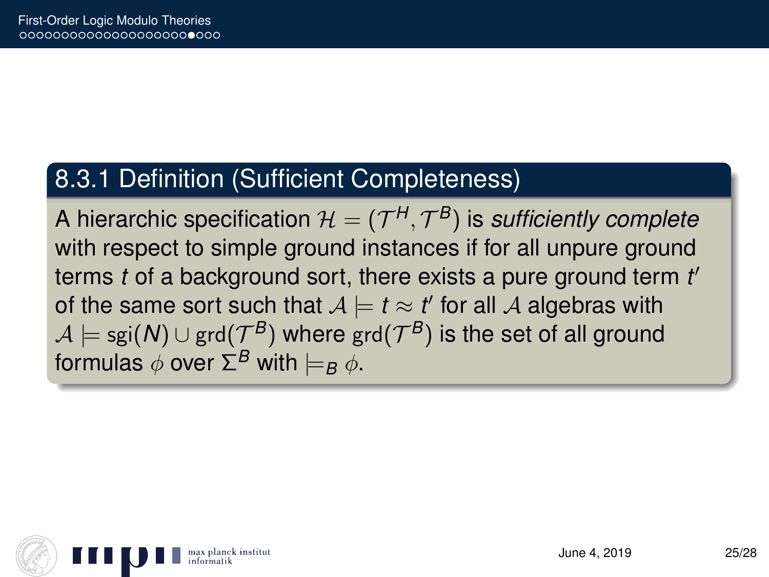### 8.3.1 Definition (Sufficient Completeness)

A hierarchic specification $\mathcal{H} = (\mathcal{T}^H, \mathcal{T}^B)$ is *sufficiently complete* with respect to simple ground instances if for all unpure ground terms $t$ of a background sort, there exists a pure ground term $t'$ of the same sort such that $\mathcal{A} \models t \approx t'$ for all $\mathcal{A}$ algebras with $\mathcal{A} \models \mathrm{sgi}(N) \cup \mathrm{grd}(\mathcal{T}^B)$ where $\mathrm{grd}(\mathcal{T}^B)$ is the set of all ground formulas $\phi$ over $\Sigma^B$ with $\models_B \phi$.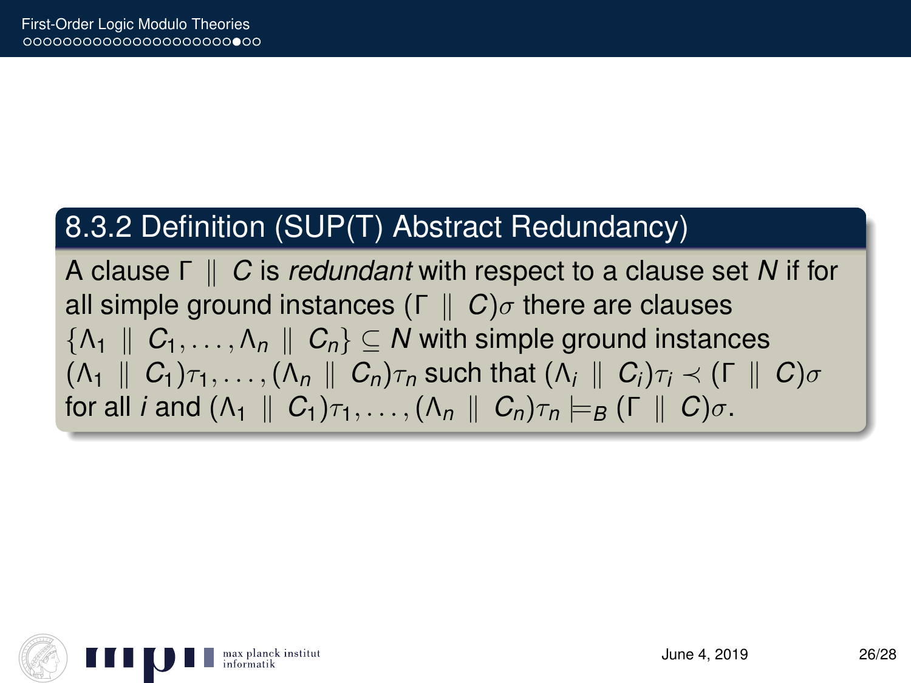### 8.3.2 Definition (SUP(T) Abstract Redundancy)

A clause $\Gamma \parallel C$ is *redundant* with respect to a clause set $N$ if for all simple ground instances $(\Gamma \parallel C)\sigma$ there are clauses $\{\Lambda_1 \parallel C_1, \ldots, \Lambda_n \parallel C_n\} \subseteq N$ with simple ground instances $(\Lambda_1 \parallel C_1)\tau_1, \ldots, (\Lambda_n \parallel C_n)\tau_n$ such that $(\Lambda_i \parallel C_i)\tau_i \prec (\Gamma \parallel C)\sigma$ for all $i$ and $(\Lambda_1 \parallel C_1)\tau_1, \ldots, (\Lambda_n \parallel C_n)\tau_n \models_B (\Gamma \parallel C)\sigma$.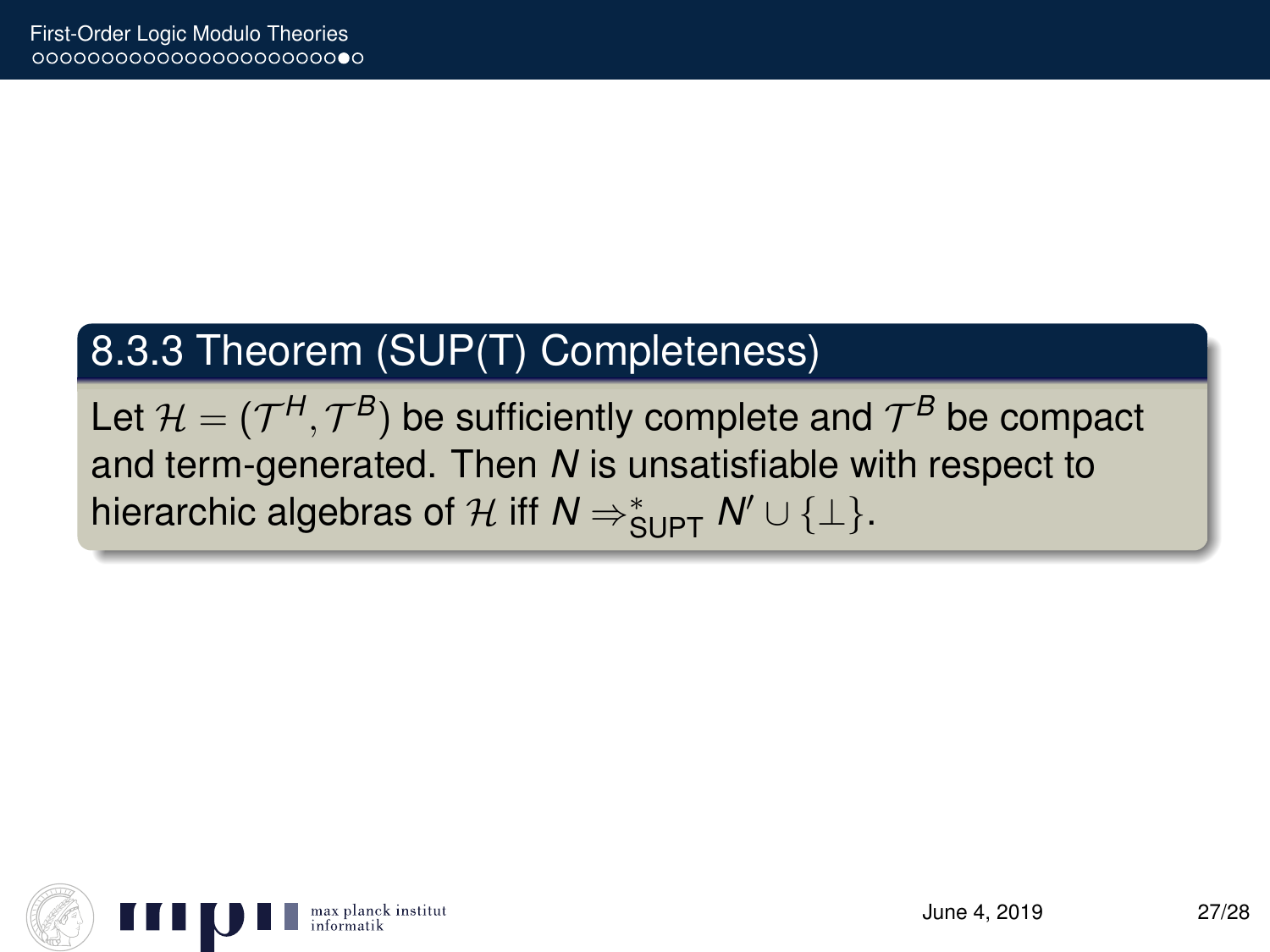### 8.3.3 Theorem (SUP(T) Completeness)

Let $\mathcal{H} = (\mathcal{T}^H, \mathcal{T}^B)$ be sufficiently complete and $\mathcal{T}^B$ be compact and term-generated. Then $N$ is unsatisfiable with respect to hierarchic algebras of $\mathcal{H}$ iff $N \Rightarrow^*_{\text{SUPT}} N' \cup \{\bot\}$.